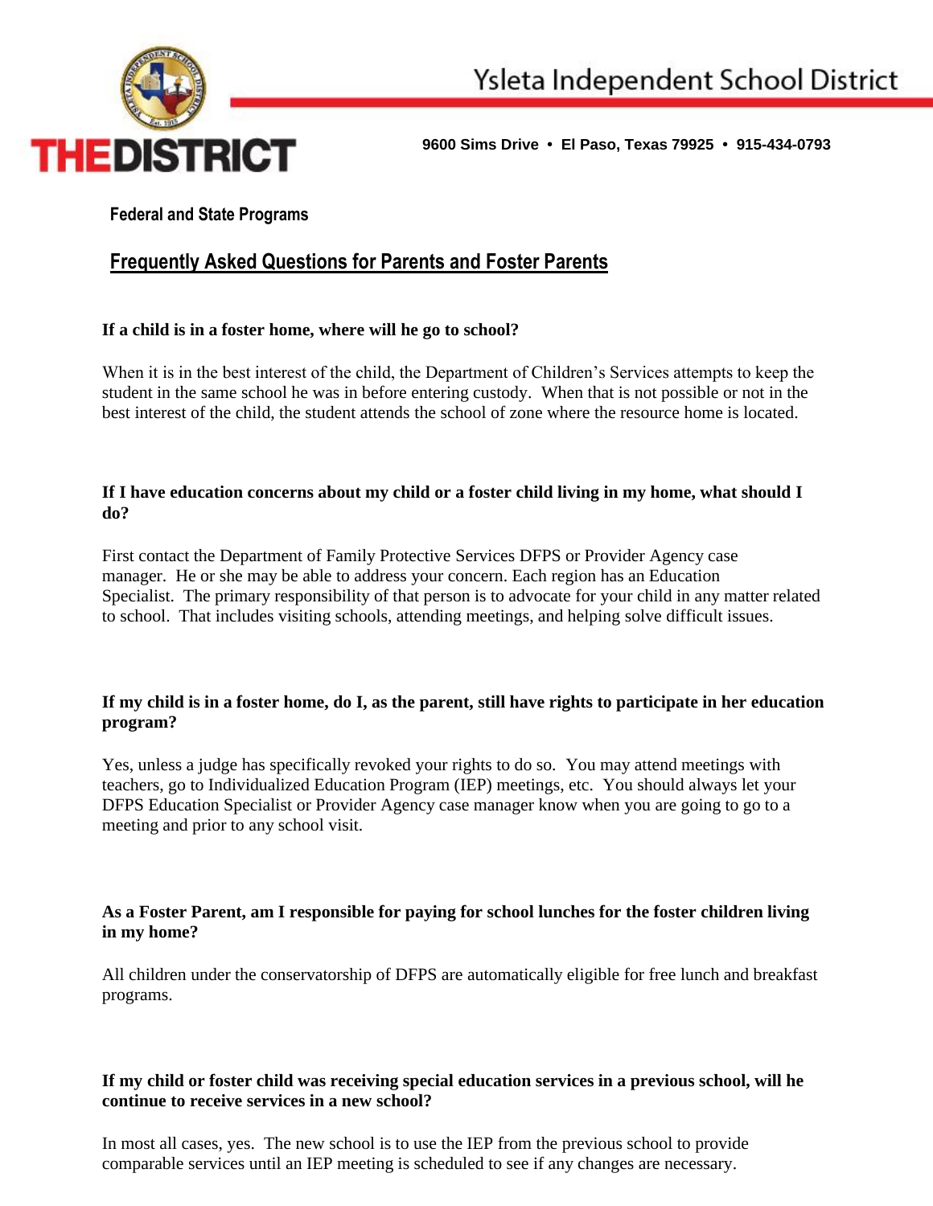# Ysleta Independent School District

**THEDISTRICT**

**9600 Sims Drive • El Paso, Texas 79925 • 915-434-0793**

**Federal and State Programs**

## Frequently Asked Questions for Parents and Foster Parents

**If a child is in a foster home, where will he go to school?**

When it is in the best interest of the child, the Department of Children's Services attempts to keep the student in the same school he was in before entering custody. When that is not possible or not in the best interest of the child, the student attends the school of zone where the resource home is located.

**If I have education concerns about my child or a foster child living in my home, what should I do?**

First contact the Department of Family Protective Services DFPS or Provider Agency case manager. He or she may be able to address your concern. Each region has an Education Specialist. The primary responsibility of that person is to advocate for your child in any matter related to school. That includes visiting schools, attending meetings, and helping solve difficult issues.

**If my child is in a foster home, do I, as the parent, still have rights to participate in her education program?**

Yes, unless a judge has specifically revoked your rights to do so. You may attend meetings with teachers, go to Individualized Education Program (IEP) meetings, etc. You should always let your DFPS Education Specialist or Provider Agency case manager know when you are going to go to a meeting and prior to any school visit.

**As a Foster Parent, am I responsible for paying for school lunches for the foster children living in my home?**

All children under the conservatorship of DFPS are automatically eligible for free lunch and breakfast programs.

**If my child or foster child was receiving special education services in a previous school, will he continue to receive services in a new school?**

In most all cases, yes. The new school is to use the IEP from the previous school to provide comparable services until an IEP meeting is scheduled to see if any changes are necessary.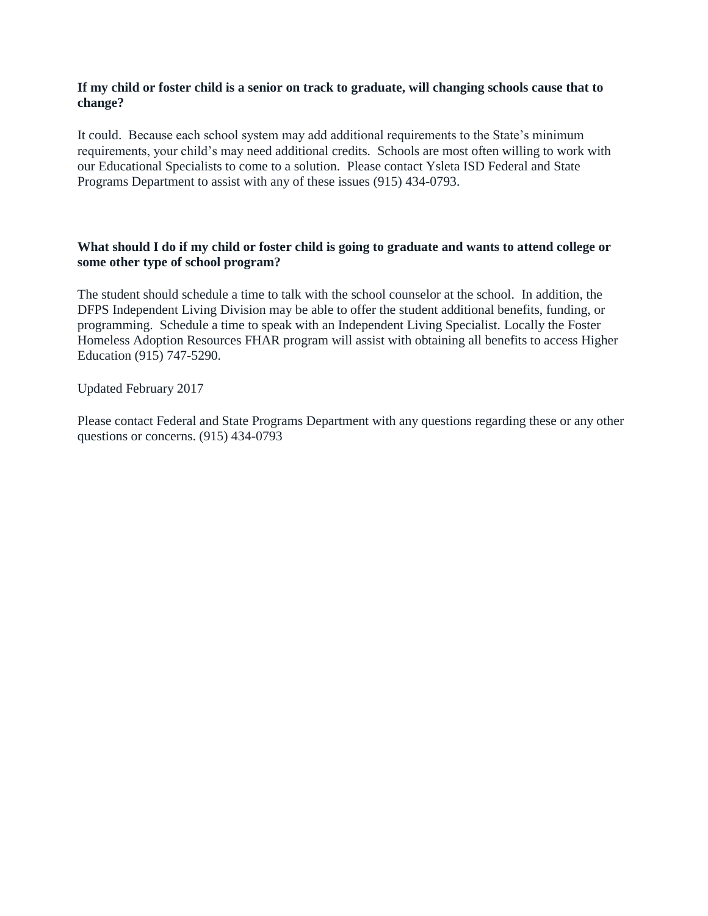**If my child or foster child is a senior on track to graduate, will changing schools cause that to change?**

It could. Because each school system may add additional requirements to the State's minimum requirements, your child's may need additional credits. Schools are most often willing to work with our Educational Specialists to come to a solution. Please contact Ysleta ISD Federal and State Programs Department to assist with any of these issues (915) 434-0793.

**What should I do if my child or foster child is going to graduate and wants to attend college or some other type of school program?**

The student should schedule a time to talk with the school counselor at the school. In addition, the DFPS Independent Living Division may be able to offer the student additional benefits, funding, or programming. Schedule a time to speak with an Independent Living Specialist. Locally the Foster Homeless Adoption Resources FHAR program will assist with obtaining all benefits to access Higher Education (915) 747-5290.

Updated February 2017

Please contact Federal and State Programs Department with any questions regarding these or any other questions or concerns. (915) 434-0793